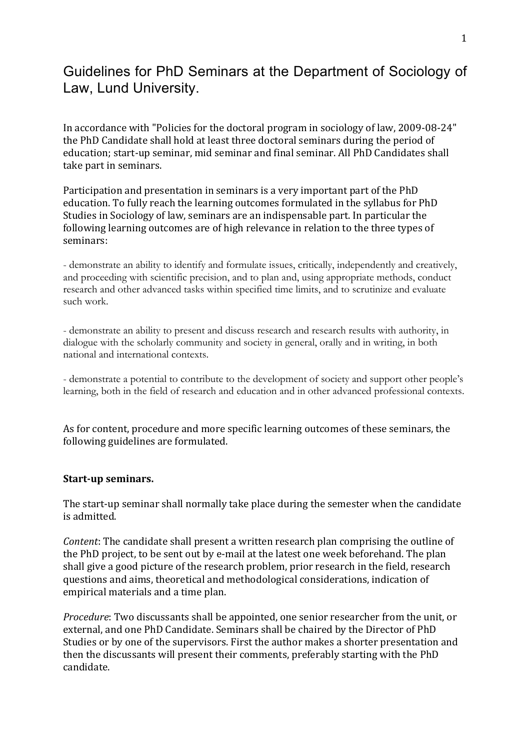# Guidelines for PhD Seminars at the Department of Sociology of Law, Lund University.

In accordance with "Policies for the doctoral program in sociology of law, 2009-08-24" the PhD Candidate shall hold at least three doctoral seminars during the period of education; start-up seminar, mid seminar and final seminar. All PhD Candidates shall take part in seminars.

Participation and presentation in seminars is a very important part of the PhD education. To fully reach the learning outcomes formulated in the syllabus for PhD Studies in Sociology of law, seminars are an indispensable part. In particular the following learning outcomes are of high relevance in relation to the three types of seminars:

- demonstrate an ability to identify and formulate issues, critically, independently and creatively, and proceeding with scientific precision, and to plan and, using appropriate methods, conduct research and other advanced tasks within specified time limits, and to scrutinize and evaluate such work.

- demonstrate an ability to present and discuss research and research results with authority, in dialogue with the scholarly community and society in general, orally and in writing, in both national and international contexts.

- demonstrate a potential to contribute to the development of society and support other people's learning, both in the field of research and education and in other advanced professional contexts.

As for content, procedure and more specific learning outcomes of these seminars, the following guidelines are formulated.

**Start-up seminars.**

The start-up seminar shall normally take place during the semester when the candidate is admitted.

*Content*: The candidate shall present a written research plan comprising the outline of the PhD project, to be sent out by e-mail at the latest one week beforehand. The plan shall give a good picture of the research problem, prior research in the field, research questions and aims, theoretical and methodological considerations, indication of empirical materials and a time plan.

*Procedure*: Two discussants shall be appointed, one senior researcher from the unit, or external, and one PhD Candidate. Seminars shall be chaired by the Director of PhD Studies or by one of the supervisors. First the author makes a shorter presentation and then the discussants will present their comments, preferably starting with the PhD candidate.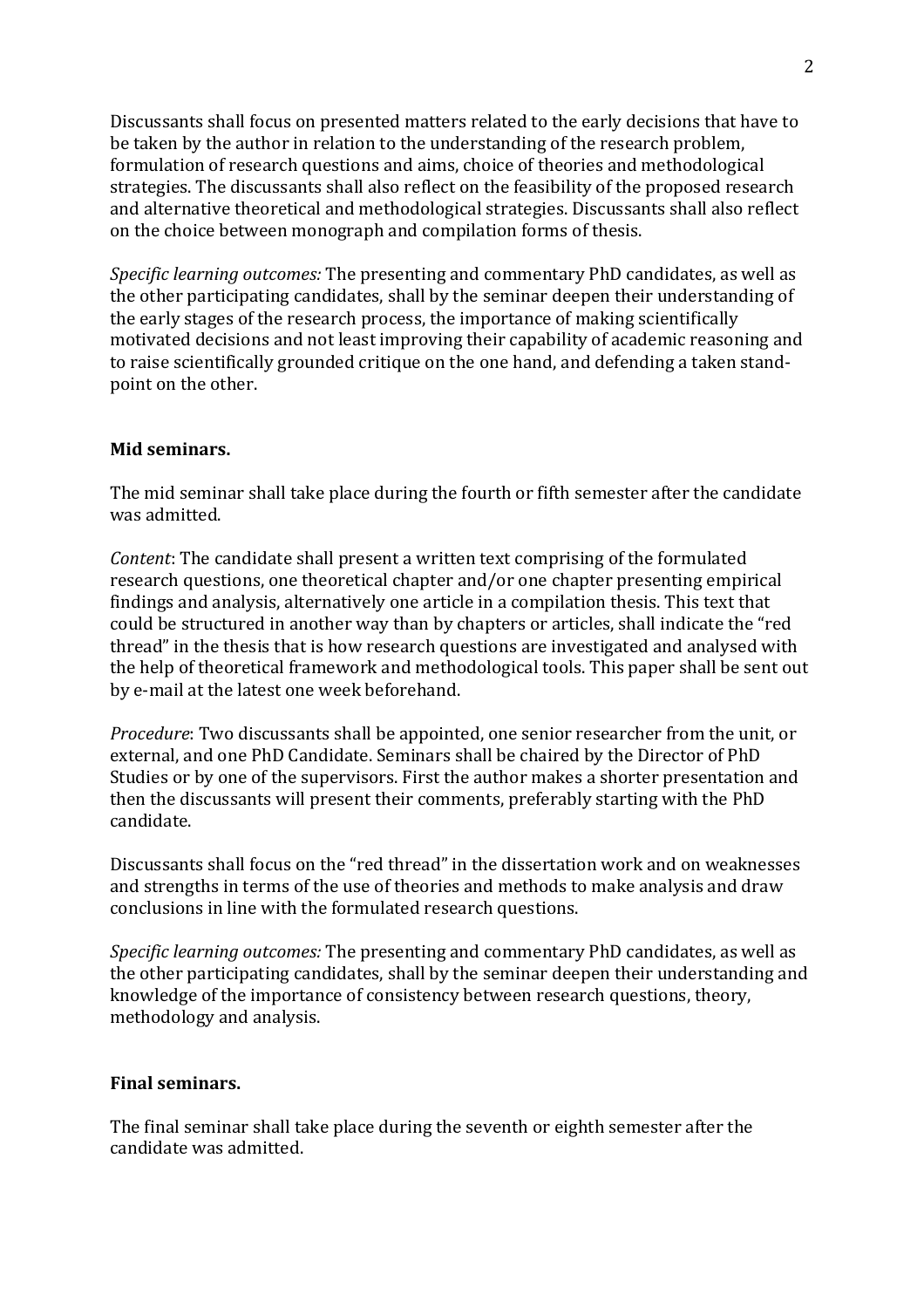Discussants shall focus on presented matters related to the early decisions that have to be taken by the author in relation to the understanding of the research problem, formulation of research questions and aims, choice of theories and methodological strategies. The discussants shall also reflect on the feasibility of the proposed research and alternative theoretical and methodological strategies. Discussants shall also reflect on the choice between monograph and compilation forms of thesis.

*Specific learning outcomes:* The presenting and commentary PhD candidates, as well as the other participating candidates, shall by the seminar deepen their understanding of the early stages of the research process, the importance of making scientifically motivated decisions and not least improving their capability of academic reasoning and to raise scientifically grounded critique on the one hand, and defending a taken stand-point on the other.

**Mid seminars.**

The mid seminar shall take place during the fourth or fifth semester after the candidate was admitted.

*Content*: The candidate shall present a written text comprising of the formulated research questions, one theoretical chapter and/or one chapter presenting empirical findings and analysis, alternatively one article in a compilation thesis. This text that could be structured in another way than by chapters or articles, shall indicate the "red thread" in the thesis that is how research questions are investigated and analysed with the help of theoretical framework and methodological tools. This paper shall be sent out by e-mail at the latest one week beforehand.

*Procedure*: Two discussants shall be appointed, one senior researcher from the unit, or external, and one PhD Candidate. Seminars shall be chaired by the Director of PhD Studies or by one of the supervisors. First the author makes a shorter presentation and then the discussants will present their comments, preferably starting with the PhD candidate.

Discussants shall focus on the "red thread" in the dissertation work and on weaknesses and strengths in terms of the use of theories and methods to make analysis and draw conclusions in line with the formulated research questions.

*Specific learning outcomes:* The presenting and commentary PhD candidates, as well as the other participating candidates, shall by the seminar deepen their understanding and knowledge of the importance of consistency between research questions, theory, methodology and analysis.

**Final seminars.**

The final seminar shall take place during the seventh or eighth semester after the candidate was admitted.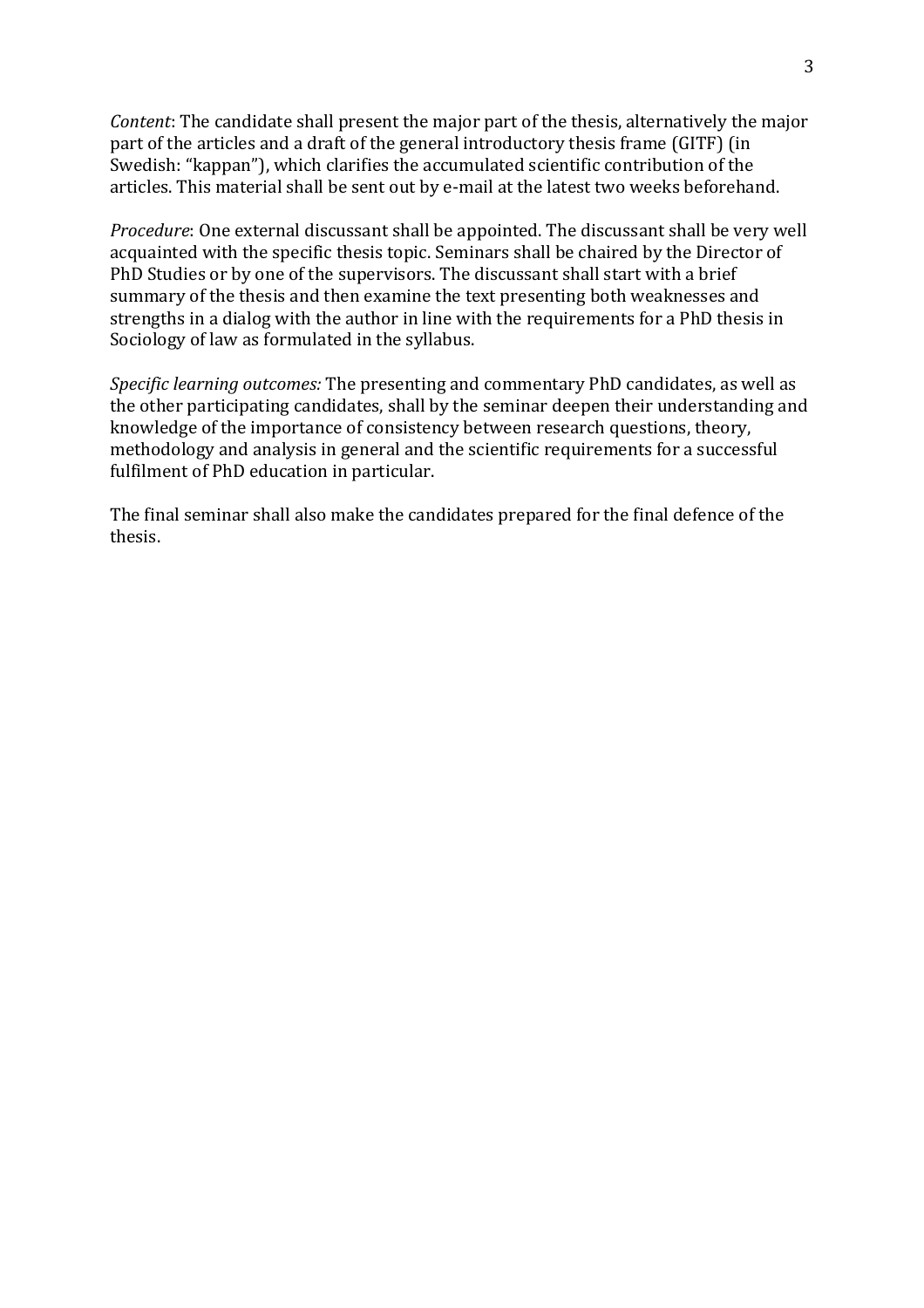*Content*: The candidate shall present the major part of the thesis, alternatively the major part of the articles and a draft of the general introductory thesis frame (GITF) (in Swedish: "kappan"), which clarifies the accumulated scientific contribution of the articles. This material shall be sent out by e-mail at the latest two weeks beforehand.

*Procedure*: One external discussant shall be appointed. The discussant shall be very well acquainted with the specific thesis topic. Seminars shall be chaired by the Director of PhD Studies or by one of the supervisors. The discussant shall start with a brief summary of the thesis and then examine the text presenting both weaknesses and strengths in a dialog with the author in line with the requirements for a PhD thesis in Sociology of law as formulated in the syllabus.

*Specific learning outcomes:* The presenting and commentary PhD candidates, as well as the other participating candidates, shall by the seminar deepen their understanding and knowledge of the importance of consistency between research questions, theory, methodology and analysis in general and the scientific requirements for a successful fulfilment of PhD education in particular.

The final seminar shall also make the candidates prepared for the final defence of the thesis.